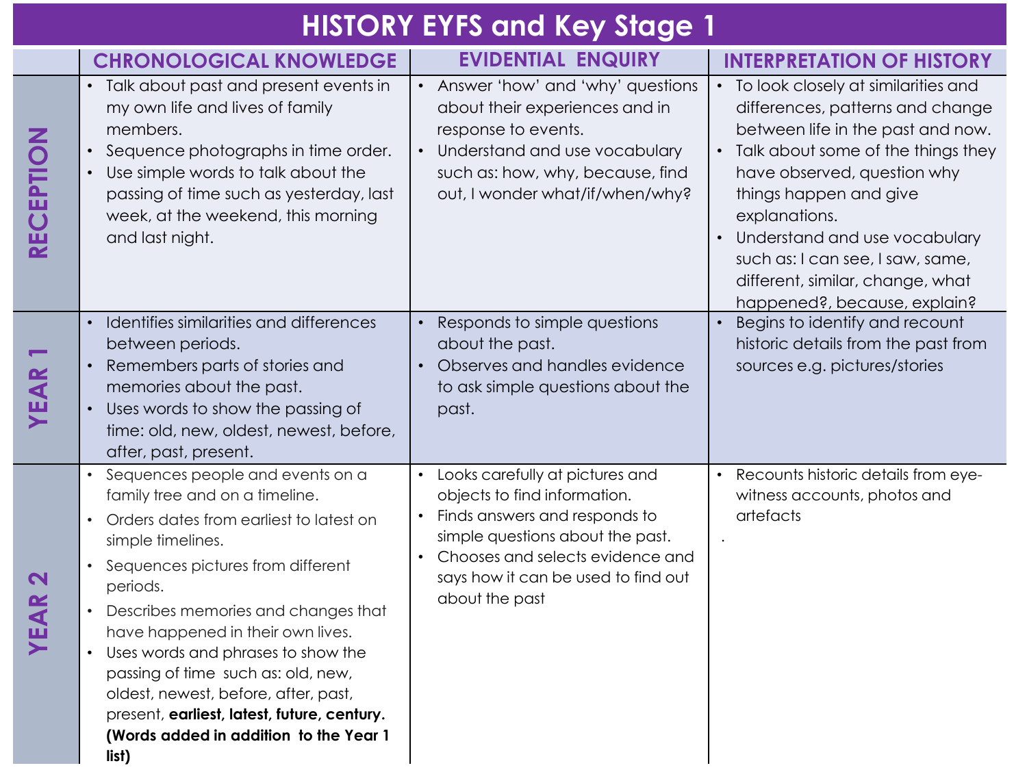# HISTORY EYFS and Key Stage 1

| | CHRONOLOGICAL KNOWLEDGE | EVIDENTIAL ENQUIRY | INTERPRETATION OF HISTORY |
|---|---|---|---|
| RECEPTION | • Talk about past and present events in my own life and lives of family members.<br>• Sequence photographs in time order.<br>• Use simple words to talk about the passing of time such as yesterday, last week, at the weekend, this morning and last night. | • Answer 'how' and 'why' questions about their experiences and in response to events.<br>• Understand and use vocabulary such as: how, why, because, find out, I wonder what/if/when/why? | • To look closely at similarities and differences, patterns and change between life in the past and now.<br>• Talk about some of the things they have observed, question why things happen and give explanations.<br>• Understand and use vocabulary such as: I can see, I saw, same, different, similar, change, what happened?, because, explain? |
| YEAR 1 | • Identifies similarities and differences between periods.<br>• Remembers parts of stories and memories about the past.<br>• Uses words to show the passing of time: old, new, oldest, newest, before, after, past, present. | • Responds to simple questions about the past.<br>• Observes and handles evidence to ask simple questions about the past. | • Begins to identify and recount historic details from the past from sources e.g. pictures/stories |
| YEAR 2 | • Sequences people and events on a family tree and on a timeline.<br>• Orders dates from earliest to latest on simple timelines.<br>• Sequences pictures from different periods.<br>• Describes memories and changes that have happened in their own lives.<br>• Uses words and phrases to show the passing of time such as: old, new, oldest, newest, before, after, past, present, **earliest, latest, future, century. (Words added in addition to the Year 1 list)** | • Looks carefully at pictures and objects to find information.<br>• Finds answers and responds to simple questions about the past.<br>• Chooses and selects evidence and says how it can be used to find out about the past | • Recounts historic details from eye-witness accounts, photos and artefacts<br>. |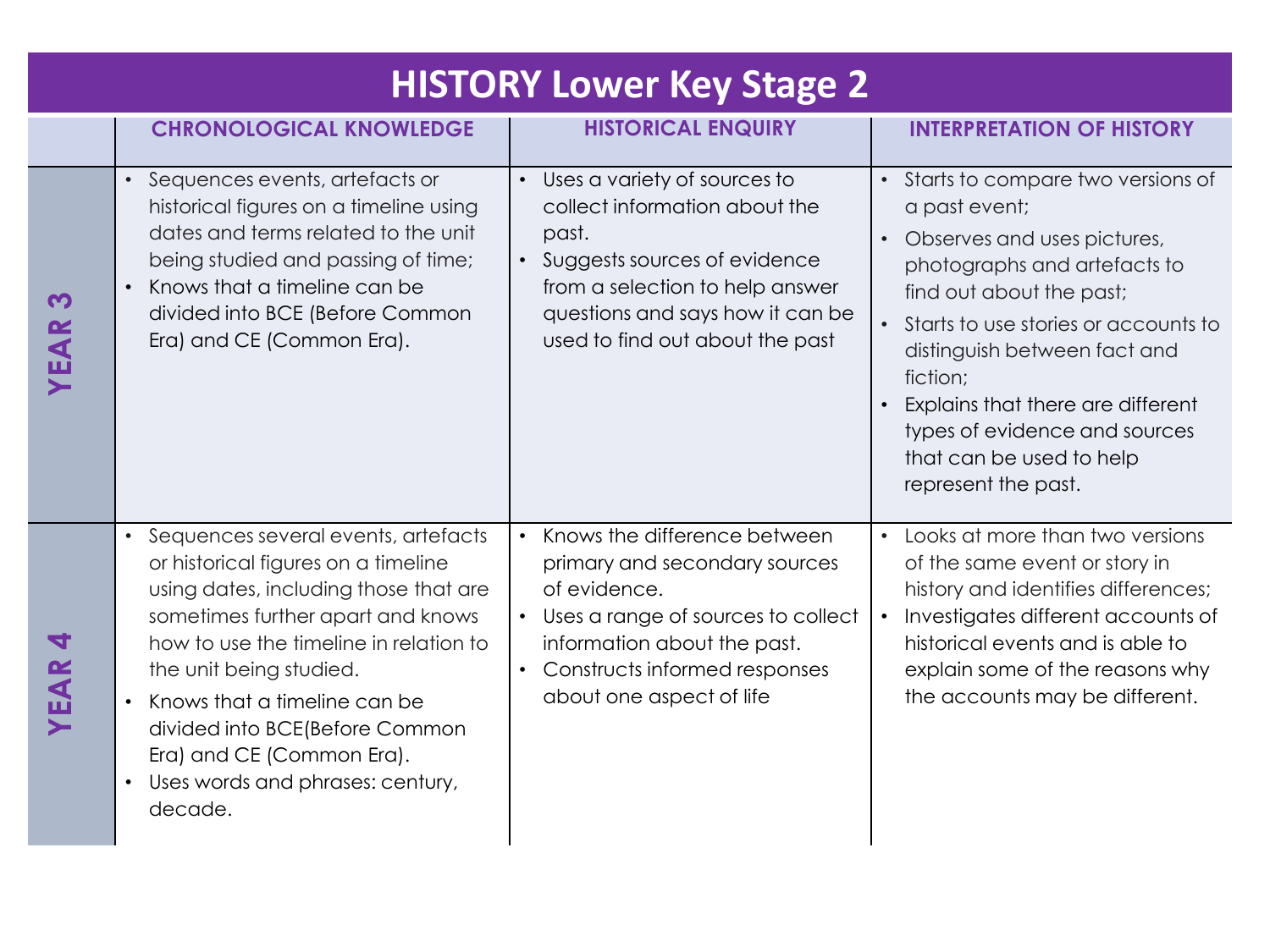# HISTORY Lower Key Stage 2

| | CHRONOLOGICAL KNOWLEDGE | HISTORICAL ENQUIRY | INTERPRETATION OF HISTORY |
|---|---|---|---|
| **YEAR 3** | • Sequences events, artefacts or historical figures on a timeline using dates and terms related to the unit being studied and passing of time;<br>• Knows that a timeline can be divided into BCE (Before Common Era) and CE (Common Era). | • Uses a variety of sources to collect information about the past.<br>• Suggests sources of evidence from a selection to help answer questions and says how it can be used to find out about the past | • Starts to compare two versions of a past event;<br>• Observes and uses pictures, photographs and artefacts to find out about the past;<br>• Starts to use stories or accounts to distinguish between fact and fiction;<br>• Explains that there are different types of evidence and sources that can be used to help represent the past. |
| **YEAR 4** | • Sequences several events, artefacts or historical figures on a timeline using dates, including those that are sometimes further apart and knows how to use the timeline in relation to the unit being studied.<br>• Knows that a timeline can be divided into BCE(Before Common Era) and CE (Common Era).<br>• Uses words and phrases: century, decade. | • Knows the difference between primary and secondary sources of evidence.<br>• Uses a range of sources to collect information about the past.<br>• Constructs informed responses about one aspect of life | • Looks at more than two versions of the same event or story in history and identifies differences;<br>• Investigates different accounts of historical events and is able to explain some of the reasons why the accounts may be different. |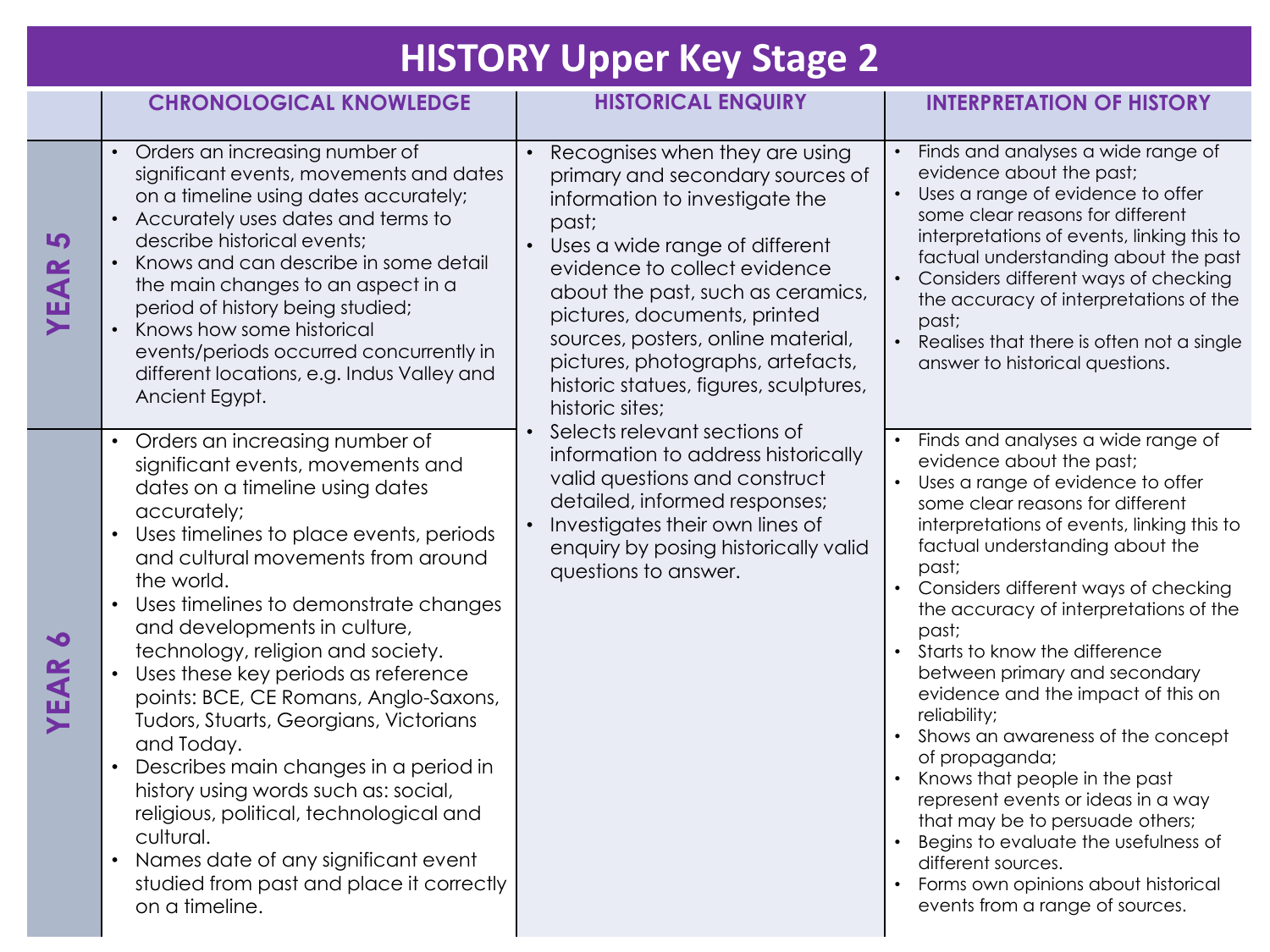# HISTORY Upper Key Stage 2

| | CHRONOLOGICAL KNOWLEDGE | HISTORICAL ENQUIRY | INTERPRETATION OF HISTORY |
|---|---|---|---|
| **YEAR 5** | • Orders an increasing number of significant events, movements and dates on a timeline using dates accurately;<br>• Accurately uses dates and terms to describe historical events;<br>• Knows and can describe in some detail the main changes to an aspect in a period of history being studied;<br>• Knows how some historical events/periods occurred concurrently in different locations, e.g. Indus Valley and Ancient Egypt. | • Recognises when they are using primary and secondary sources of information to investigate the past;<br>• Uses a wide range of different evidence to collect evidence about the past, such as ceramics, pictures, documents, printed sources, posters, online material, pictures, photographs, artefacts, historic statues, figures, sculptures, historic sites;<br>• Selects relevant sections of information to address historically valid questions and construct detailed, informed responses;<br>• Investigates their own lines of enquiry by posing historically valid questions to answer. | • Finds and analyses a wide range of evidence about the past;<br>• Uses a range of evidence to offer some clear reasons for different interpretations of events, linking this to factual understanding about the past<br>• Considers different ways of checking the accuracy of interpretations of the past;<br>• Realises that there is often not a single answer to historical questions. |
| **YEAR 6** | • Orders an increasing number of significant events, movements and dates on a timeline using dates accurately;<br>• Uses timelines to place events, periods and cultural movements from around the world.<br>• Uses timelines to demonstrate changes and developments in culture, technology, religion and society.<br>• Uses these key periods as reference points: BCE, CE Romans, Anglo-Saxons, Tudors, Stuarts, Georgians, Victorians and Today.<br>• Describes main changes in a period in history using words such as: social, religious, political, technological and cultural.<br>• Names date of any significant event studied from past and place it correctly on a timeline. | | • Finds and analyses a wide range of evidence about the past;<br>• Uses a range of evidence to offer some clear reasons for different interpretations of events, linking this to factual understanding about the past;<br>• Considers different ways of checking the accuracy of interpretations of the past;<br>• Starts to know the difference between primary and secondary evidence and the impact of this on reliability;<br>• Shows an awareness of the concept of propaganda;<br>• Knows that people in the past represent events or ideas in a way that may be to persuade others;<br>• Begins to evaluate the usefulness of different sources.<br>• Forms own opinions about historical events from a range of sources. |